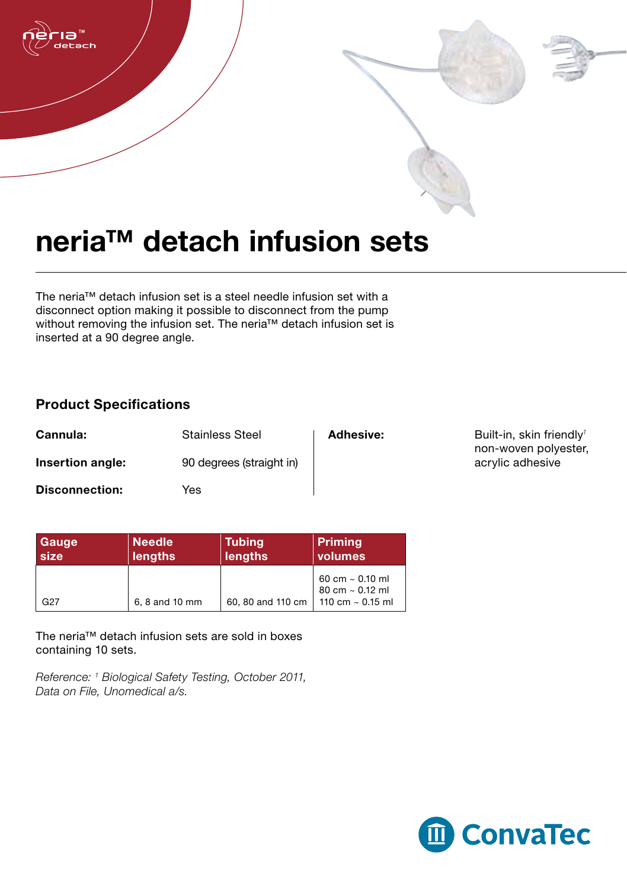# neria™ detach infusion sets

The neria™ detach infusion set is a steel needle infusion set with a disconnect option making it possible to disconnect from the pump without removing the infusion set. The neria™ detach infusion set is inserted at a 90 degree angle.

## Product Specifications

**Cannula:** Stainless Steel

**Insertion angle:** 90 degrees (straight in)

**Disconnection:** Yes

**Adhesive:** Built-in, skin friendly[1] non-woven polyester, acrylic adhesive

| Gauge size | Needle lengths | Tubing lengths | Priming volumes |
|---|---|---|---|
| G27 | 6, 8 and 10 mm | 60, 80 and 110 cm | 60 cm ~ 0.10 ml<br>80 cm ~ 0.12 ml<br>110 cm ~ 0.15 ml |

The neria™ detach infusion sets are sold in boxes containing 10 sets.

*Reference: [1] Biological Safety Testing, October 2011, Data on File, Unomedical a/s.*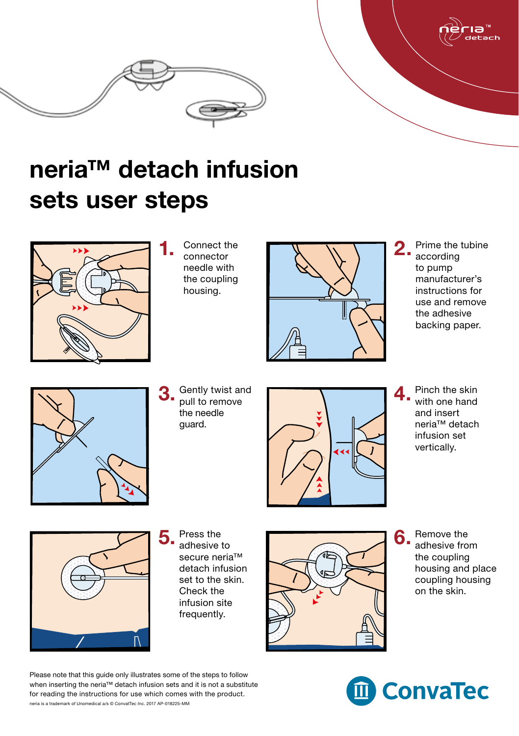# neria™ detach infusion sets user steps

1. Connect the connector needle with the coupling housing.

2. Prime the tubine according to pump manufacturer's instructions for use and remove the adhesive backing paper.

3. Gently twist and pull to remove the needle guard.

4. Pinch the skin with one hand and insert neria™ detach infusion set vertically.

5. Press the adhesive to secure neria™ detach infusion set to the skin. Check the infusion site frequently.

6. Remove the adhesive from the coupling housing and place coupling housing on the skin.

Please note that this guide only illustrates some of the steps to follow when inserting the neria™ detach infusion sets and it is not a substitute for reading the instructions for use which comes with the product.

neria is a trademark of Unomedical a/s © ConvatTec Inc. 2017 AP-018225-MM

ConvaTec